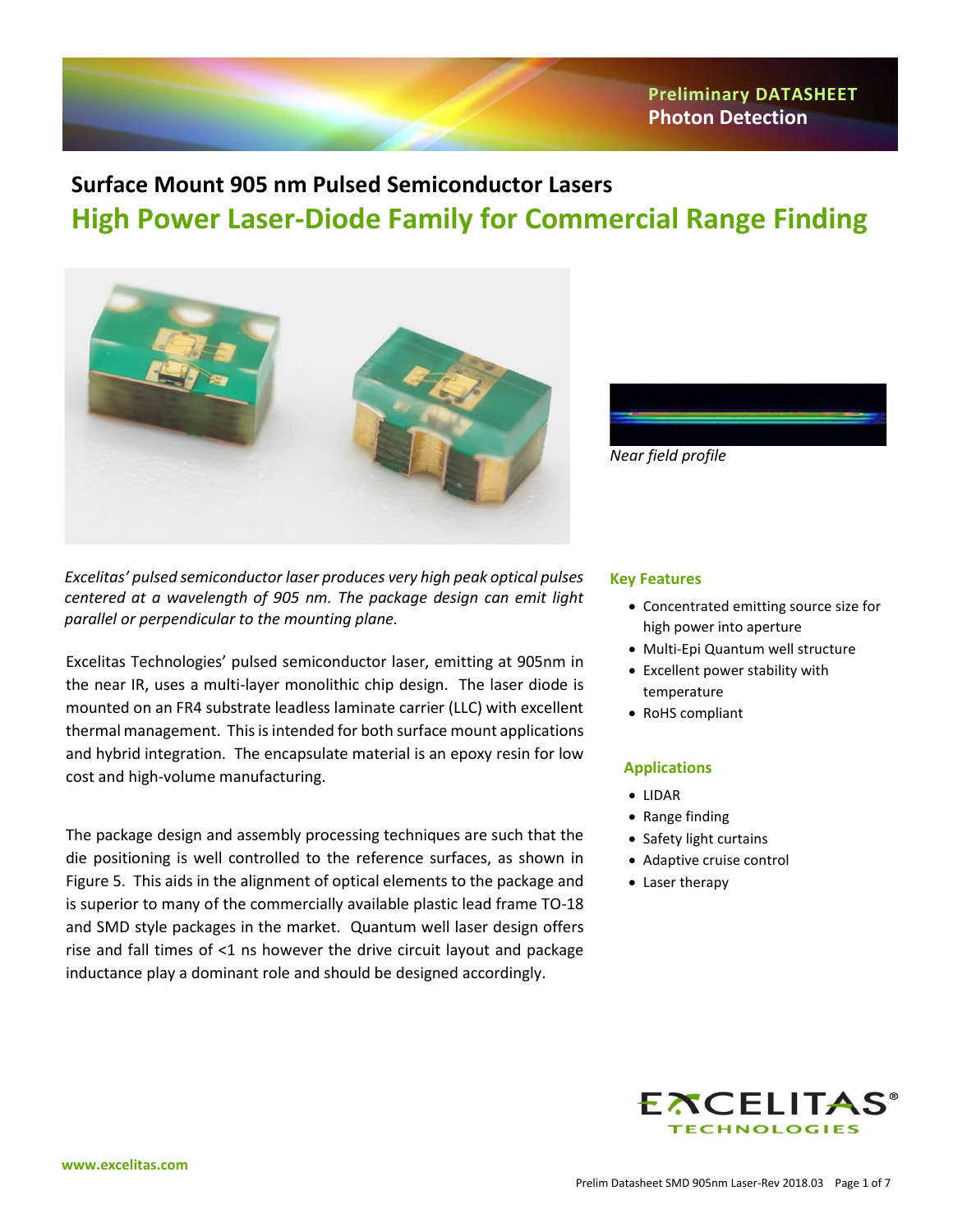Preliminary DATASHEET
Photon Detection

# Surface Mount 905 nm Pulsed Semiconductor Lasers

## High Power Laser-Diode Family for Commercial Range Finding

*Near field profile*

*Excelitas' pulsed semiconductor laser produces very high peak optical pulses centered at a wavelength of 905 nm. The package design can emit light parallel or perpendicular to the mounting plane.*

Excelitas Technologies' pulsed semiconductor laser, emitting at 905nm in the near IR, uses a multi-layer monolithic chip design. The laser diode is mounted on an FR4 substrate leadless laminate carrier (LLC) with excellent thermal management. This is intended for both surface mount applications and hybrid integration. The encapsulate material is an epoxy resin for low cost and high-volume manufacturing.

The package design and assembly processing techniques are such that the die positioning is well controlled to the reference surfaces, as shown in Figure 5. This aids in the alignment of optical elements to the package and is superior to many of the commercially available plastic lead frame TO-18 and SMD style packages in the market. Quantum well laser design offers rise and fall times of <1 ns however the drive circuit layout and package inductance play a dominant role and should be designed accordingly.

### Key Features

- Concentrated emitting source size for high power into aperture
- Multi-Epi Quantum well structure
- Excellent power stability with temperature
- RoHS compliant

### Applications

- LIDAR
- Range finding
- Safety light curtains
- Adaptive cruise control
- Laser therapy

www.excelitas.com

Prelim Datasheet SMD 905nm Laser-Rev 2018.03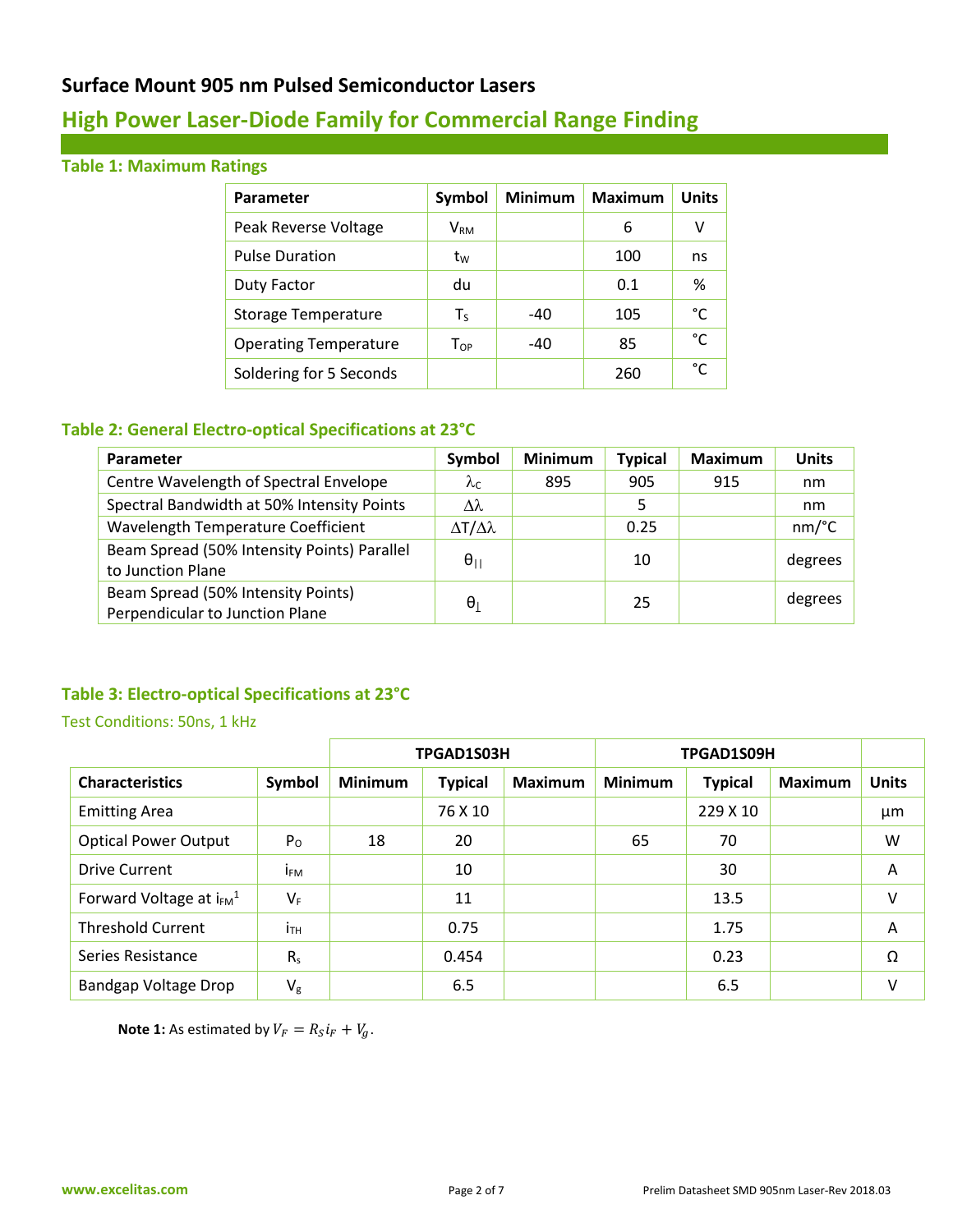## Surface Mount 905 nm Pulsed Semiconductor Lasers

# High Power Laser-Diode Family for Commercial Range Finding

### Table 1: Maximum Ratings

| Parameter | Symbol | Minimum | Maximum | Units |
|---|---|---|---|---|
| Peak Reverse Voltage | $V_{RM}$ | | 6 | V |
| Pulse Duration | $t_W$ | | 100 | ns |
| Duty Factor | du | | 0.1 | % |
| Storage Temperature | $T_S$ | -40 | 105 | °C |
| Operating Temperature | $T_{OP}$ | -40 | 85 | °C |
| Soldering for 5 Seconds | | | 260 | °C |

### Table 2: General Electro-optical Specifications at 23°C

| Parameter | Symbol | Minimum | Typical | Maximum | Units |
|---|---|---|---|---|---|
| Centre Wavelength of Spectral Envelope | $\lambda_C$ | 895 | 905 | 915 | nm |
| Spectral Bandwidth at 50% Intensity Points | $\Delta\lambda$ | | 5 | | nm |
| Wavelength Temperature Coefficient | $\Delta T/\Delta\lambda$ | | 0.25 | | nm/°C |
| Beam Spread (50% Intensity Points) Parallel to Junction Plane | $\theta_{\|\|}$ | | 10 | | degrees |
| Beam Spread (50% Intensity Points) Perpendicular to Junction Plane | $\theta_{\perp}$ | | 25 | | degrees |

### Table 3: Electro-optical Specifications at 23°C

Test Conditions: 50ns, 1 kHz

| | | TPGAD1S03H | | | TPGAD1S09H | | | |
|---|---|---|---|---|---|---|---|---|
| **Characteristics** | **Symbol** | **Minimum** | **Typical** | **Maximum** | **Minimum** | **Typical** | **Maximum** | **Units** |
| Emitting Area | | | 76 X 10 | | | 229 X 10 | | µm |
| Optical Power Output | $P_O$ | 18 | 20 | | 65 | 70 | | W |
| Drive Current | $i_{FM}$ | | 10 | | | 30 | | A |
| Forward Voltage at $i_{FM}$[1] | $V_F$ | | 11 | | | 13.5 | | V |
| Threshold Current | $i_{TH}$ | | 0.75 | | | 1.75 | | A |
| Series Resistance | $R_s$ | | 0.454 | | | 0.23 | | Ω |
| Bandgap Voltage Drop | $V_g$ | | 6.5 | | | 6.5 | | V |

**Note 1:** As estimated by $V_F = R_S i_F + V_g$.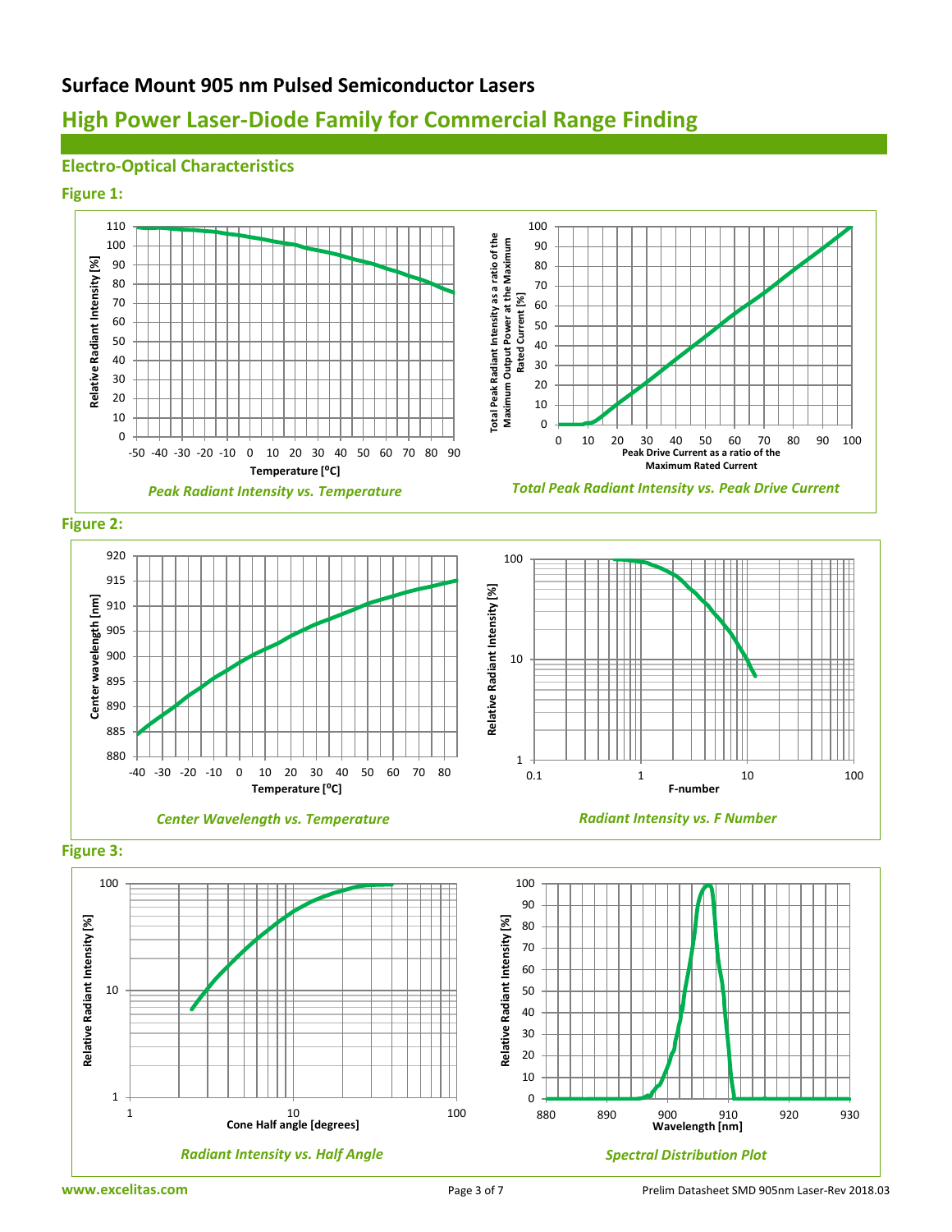## Surface Mount 905 nm Pulsed Semiconductor Lasers

# High Power Laser-Diode Family for Commercial Range Finding

### Electro-Optical Characteristics

**Figure 1:**

*Peak Radiant Intensity vs. Temperature*

*Total Peak Radiant Intensity vs. Peak Drive Current*

**Figure 2:**

*Center Wavelength vs. Temperature*

*Radiant Intensity vs. F Number*

**Figure 3:**

*Radiant Intensity vs. Half Angle*

*Spectral Distribution Plot*

www.excelitas.com

Prelim Datasheet SMD 905nm Laser-Rev 2018.03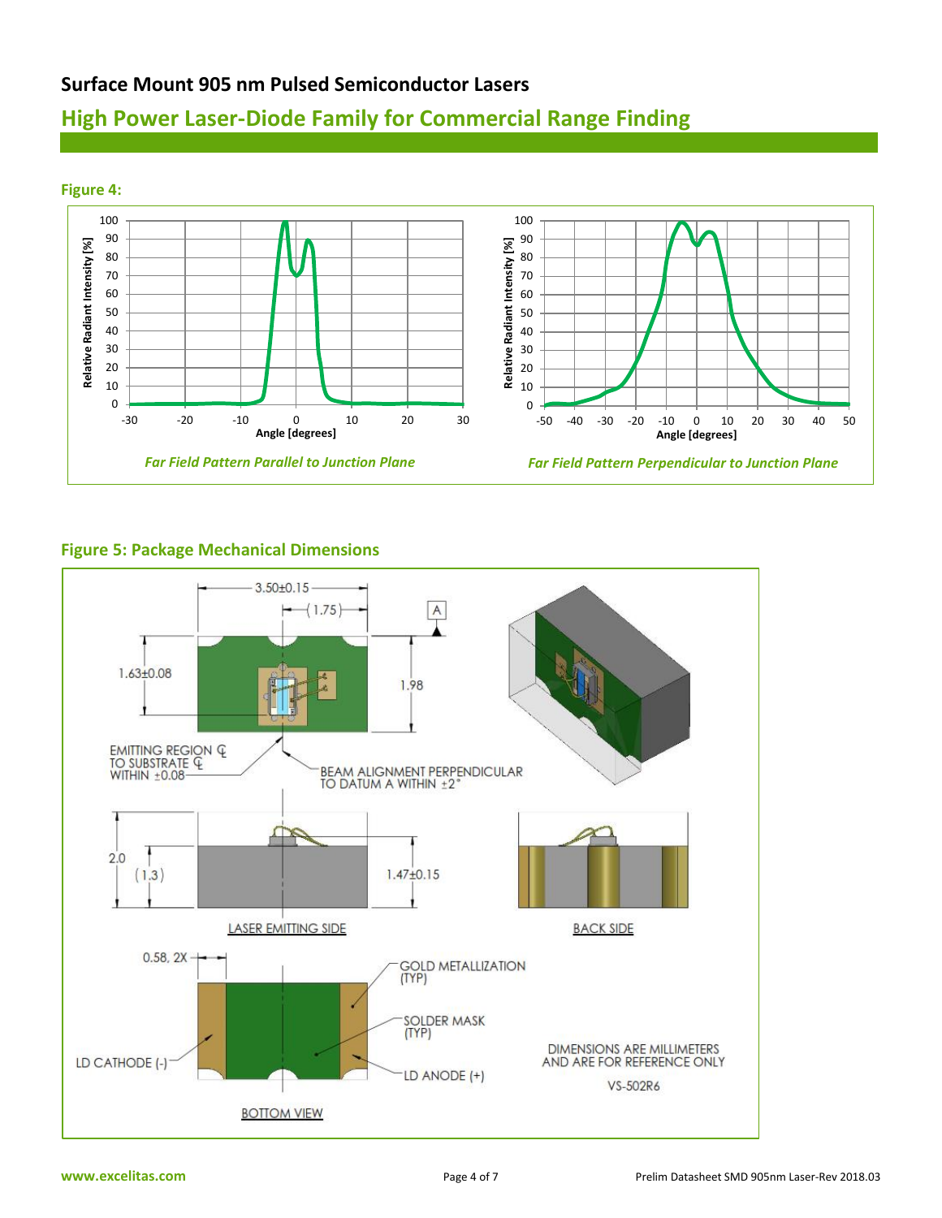## Figure 4:

*Far Field Pattern Parallel to Junction Plane*

*Far Field Pattern Perpendicular to Junction Plane*

## Figure 5: Package Mechanical Dimensions

3.50±0.15

(1.75)

A

1.63±0.08

1.98

EMITTING REGION ℄ TO SUBSTRATE ℄ WITHIN ±0.08

BEAM ALIGNMENT PERPENDICULAR TO DATUM A WITHIN ±2°

2.0

(1.3)

1.47±0.15

LASER EMITTING SIDE

BACK SIDE

0.58, 2X

GOLD METALLIZATION (TYP)

SOLDER MASK (TYP)

LD CATHODE (-)

LD ANODE (+)

BOTTOM VIEW

DIMENSIONS ARE MILLIMETERS AND ARE FOR REFERENCE ONLY

VS-502R6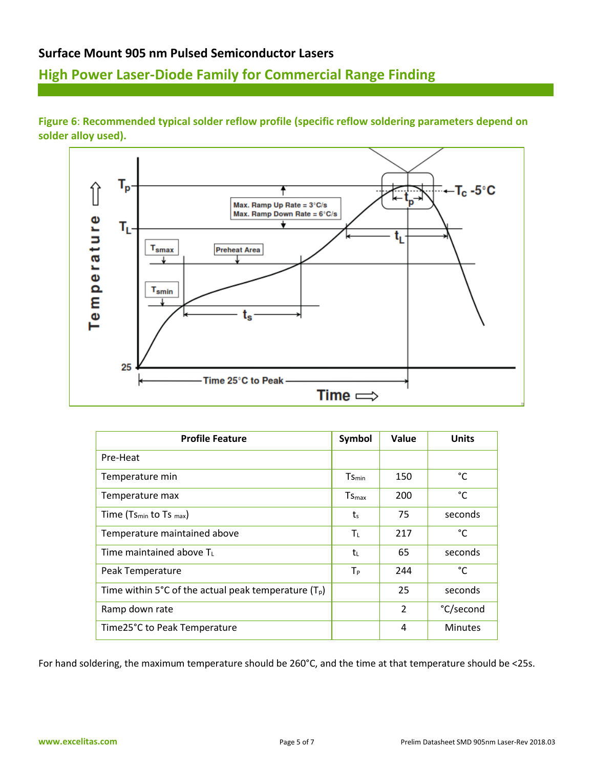**Figure 6**: Recommended typical solder reflow profile (specific reflow soldering parameters depend on solder alloy used).

| Profile Feature | Symbol | Value | Units |
|---|---|---|---|
| Pre-Heat | | | |
| Temperature min | $Ts_{min}$ | 150 | °C |
| Temperature max | $Ts_{max}$ | 200 | °C |
| Time ($Ts_{min}$ to $Ts_{max}$) | $t_s$ | 75 | seconds |
| Temperature maintained above | $T_L$ | 217 | °C |
| Time maintained above $T_L$ | $t_L$ | 65 | seconds |
| Peak Temperature | $T_P$ | 244 | °C |
| Time within 5°C of the actual peak temperature ($T_p$) | | 25 | seconds |
| Ramp down rate | | 2 | °C/second |
| Time25°C to Peak Temperature | | 4 | Minutes |

For hand soldering, the maximum temperature should be 260°C, and the time at that temperature should be <25s.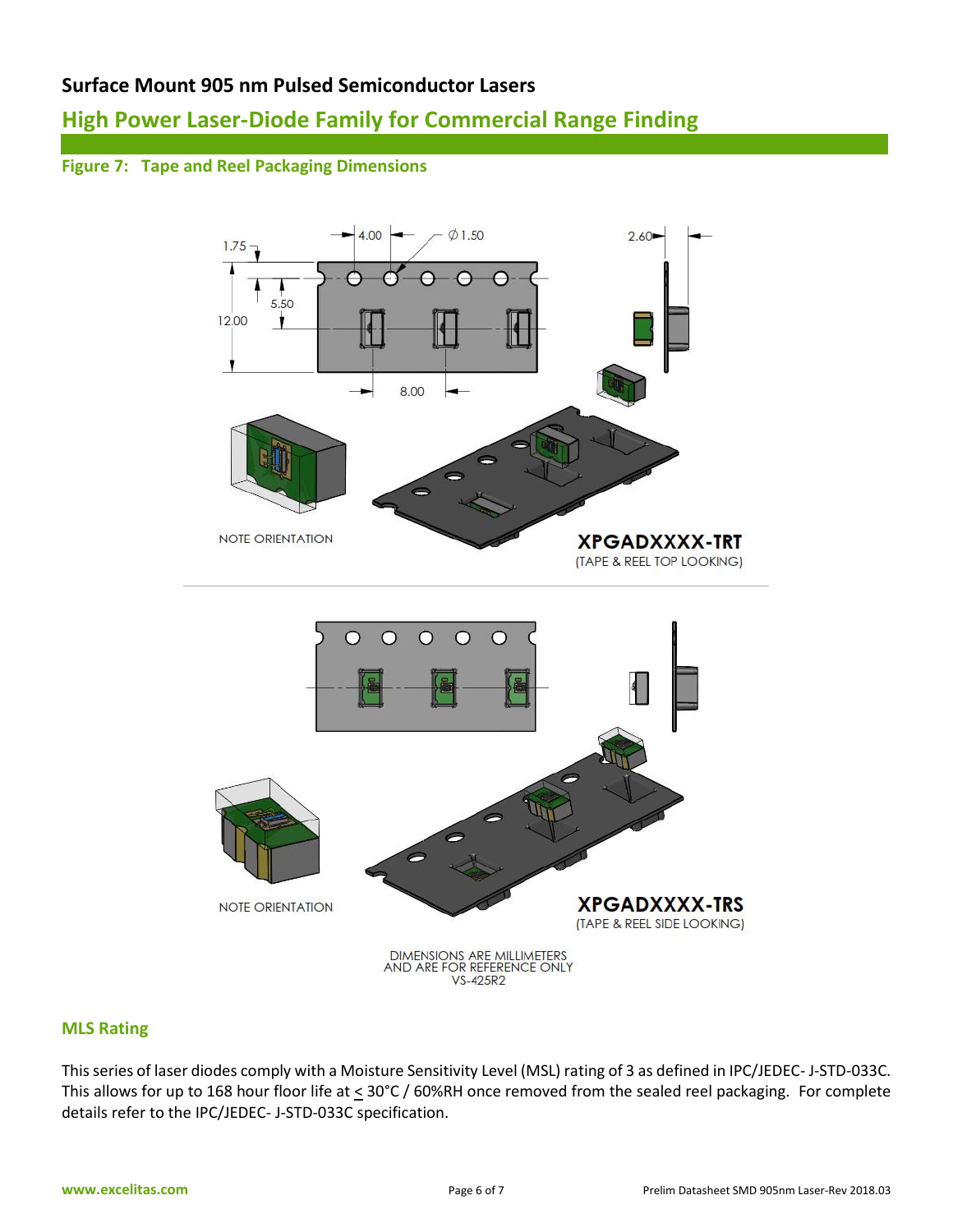## Figure 7: Tape and Reel Packaging Dimensions

4.00 | Ø 1.50 | 2.60 | 1.75 | 5.50 | 12.00 | 8.00

NOTE ORIENTATION

**XPGADXXXX-TRT**
(TAPE & REEL TOP LOOKING)

NOTE ORIENTATION

**XPGADXXXX-TRS**
(TAPE & REEL SIDE LOOKING)

DIMENSIONS ARE MILLIMETERS
AND ARE FOR REFERENCE ONLY
VS-425R2

## MLS Rating

This series of laser diodes comply with a Moisture Sensitivity Level (MSL) rating of 3 as defined in IPC/JEDEC- J-STD-033C. This allows for up to 168 hour floor life at ≤ 30°C / 60%RH once removed from the sealed reel packaging. For complete details refer to the IPC/JEDEC- J-STD-033C specification.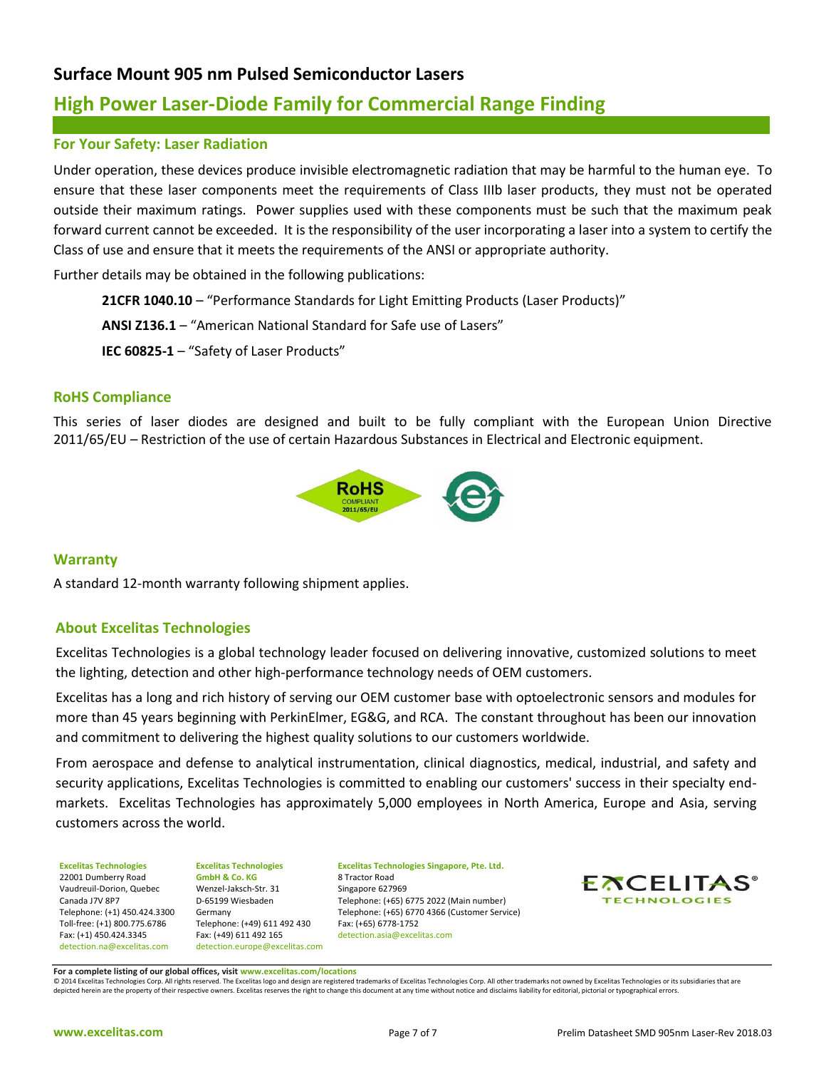# Surface Mount 905 nm Pulsed Semiconductor Lasers

## High Power Laser-Diode Family for Commercial Range Finding

### For Your Safety: Laser Radiation

Under operation, these devices produce invisible electromagnetic radiation that may be harmful to the human eye. To ensure that these laser components meet the requirements of Class IIIb laser products, they must not be operated outside their maximum ratings. Power supplies used with these components must be such that the maximum peak forward current cannot be exceeded. It is the responsibility of the user incorporating a laser into a system to certify the Class of use and ensure that it meets the requirements of the ANSI or appropriate authority.

Further details may be obtained in the following publications:

**21CFR 1040.10** – "Performance Standards for Light Emitting Products (Laser Products)"

**ANSI Z136.1** – "American National Standard for Safe use of Lasers"

**IEC 60825-1** – "Safety of Laser Products"

### RoHS Compliance

This series of laser diodes are designed and built to be fully compliant with the European Union Directive 2011/65/EU – Restriction of the use of certain Hazardous Substances in Electrical and Electronic equipment.

RoHS
COMPLIANT
2011/65/EU

### Warranty

A standard 12-month warranty following shipment applies.

### About Excelitas Technologies

Excelitas Technologies is a global technology leader focused on delivering innovative, customized solutions to meet the lighting, detection and other high-performance technology needs of OEM customers.

Excelitas has a long and rich history of serving our OEM customer base with optoelectronic sensors and modules for more than 45 years beginning with PerkinElmer, EG&G, and RCA. The constant throughout has been our innovation and commitment to delivering the highest quality solutions to our customers worldwide.

From aerospace and defense to analytical instrumentation, clinical diagnostics, medical, industrial, and safety and security applications, Excelitas Technologies is committed to enabling our customers' success in their specialty end-markets. Excelitas Technologies has approximately 5,000 employees in North America, Europe and Asia, serving customers across the world.

**Excelitas Technologies**
22001 Dumberry Road
Vaudreuil-Dorion, Quebec
Canada J7V 8P7
Telephone: (+1) 450.424.3300
Toll-free: (+1) 800.775.6786
Fax: (+1) 450.424.3345
detection.na@excelitas.com

**Excelitas Technologies GmbH & Co. KG**
Wenzel-Jaksch-Str. 31
D-65199 Wiesbaden
Germany
Telephone: (+49) 611 492 430
Fax: (+49) 611 492 165
detection.europe@excelitas.com

**Excelitas Technologies Singapore, Pte. Ltd.**
8 Tractor Road
Singapore 627969
Telephone: (+65) 6775 2022 (Main number)
Telephone: (+65) 6770 4366 (Customer Service)
Fax: (+65) 6778-1752
detection.asia@excelitas.com

EXCELITAS® TECHNOLOGIES

**For a complete listing of our global offices, visit www.excelitas.com/locations**

© 2014 Excelitas Technologies Corp. All rights reserved. The Excelitas logo and design are registered trademarks of Excelitas Technologies Corp. All other trademarks not owned by Excelitas Technologies or its subsidiaries that are depicted herein are the property of their respective owners. Excelitas reserves the right to change this document at any time without notice and disclaims liability for editorial, pictorial or typographical errors.